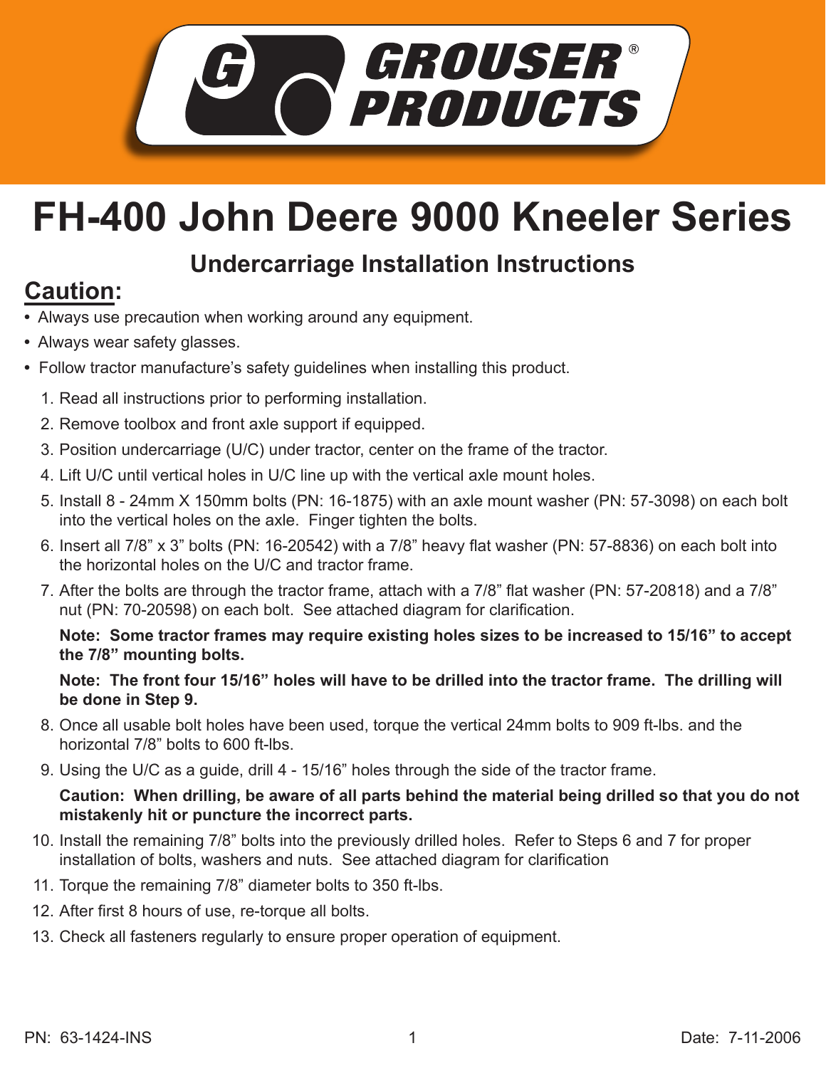# GROUSER® PRODUCTS

# FH-400 John Deere 9000 Kneeler Series

## Undercarriage Installation Instructions

### Caution:

- Always use precaution when working around any equipment.
- Always wear safety glasses.
- Follow tractor manufacture's safety guidelines when installing this product.

1. Read all instructions prior to performing installation.
2. Remove toolbox and front axle support if equipped.
3. Position undercarriage (U/C) under tractor, center on the frame of the tractor.
4. Lift U/C until vertical holes in U/C line up with the vertical axle mount holes.
5. Install 8 - 24mm X 150mm bolts (PN: 16-1875) with an axle mount washer (PN: 57-3098) on each bolt into the vertical holes on the axle. Finger tighten the bolts.
6. Insert all 7/8" x 3" bolts (PN: 16-20542) with a 7/8" heavy flat washer (PN: 57-8836) on each bolt into the horizontal holes on the U/C and tractor frame.
7. After the bolts are through the tractor frame, attach with a 7/8" flat washer (PN: 57-20818) and a 7/8" nut (PN: 70-20598) on each bolt. See attached diagram for clarification.

   **Note: Some tractor frames may require existing holes sizes to be increased to 15/16" to accept the 7/8" mounting bolts.**

   **Note: The front four 15/16" holes will have to be drilled into the tractor frame. The drilling will be done in Step 9.**

8. Once all usable bolt holes have been used, torque the vertical 24mm bolts to 909 ft-lbs. and the horizontal 7/8" bolts to 600 ft-lbs.
9. Using the U/C as a guide, drill 4 - 15/16" holes through the side of the tractor frame.

   **Caution: When drilling, be aware of all parts behind the material being drilled so that you do not mistakenly hit or puncture the incorrect parts.**

10. Install the remaining 7/8" bolts into the previously drilled holes. Refer to Steps 6 and 7 for proper installation of bolts, washers and nuts. See attached diagram for clarification
11. Torque the remaining 7/8" diameter bolts to 350 ft-lbs.
12. After first 8 hours of use, re-torque all bolts.
13. Check all fasteners regularly to ensure proper operation of equipment.

PN: 63-1424-INS

Date: 7-11-2006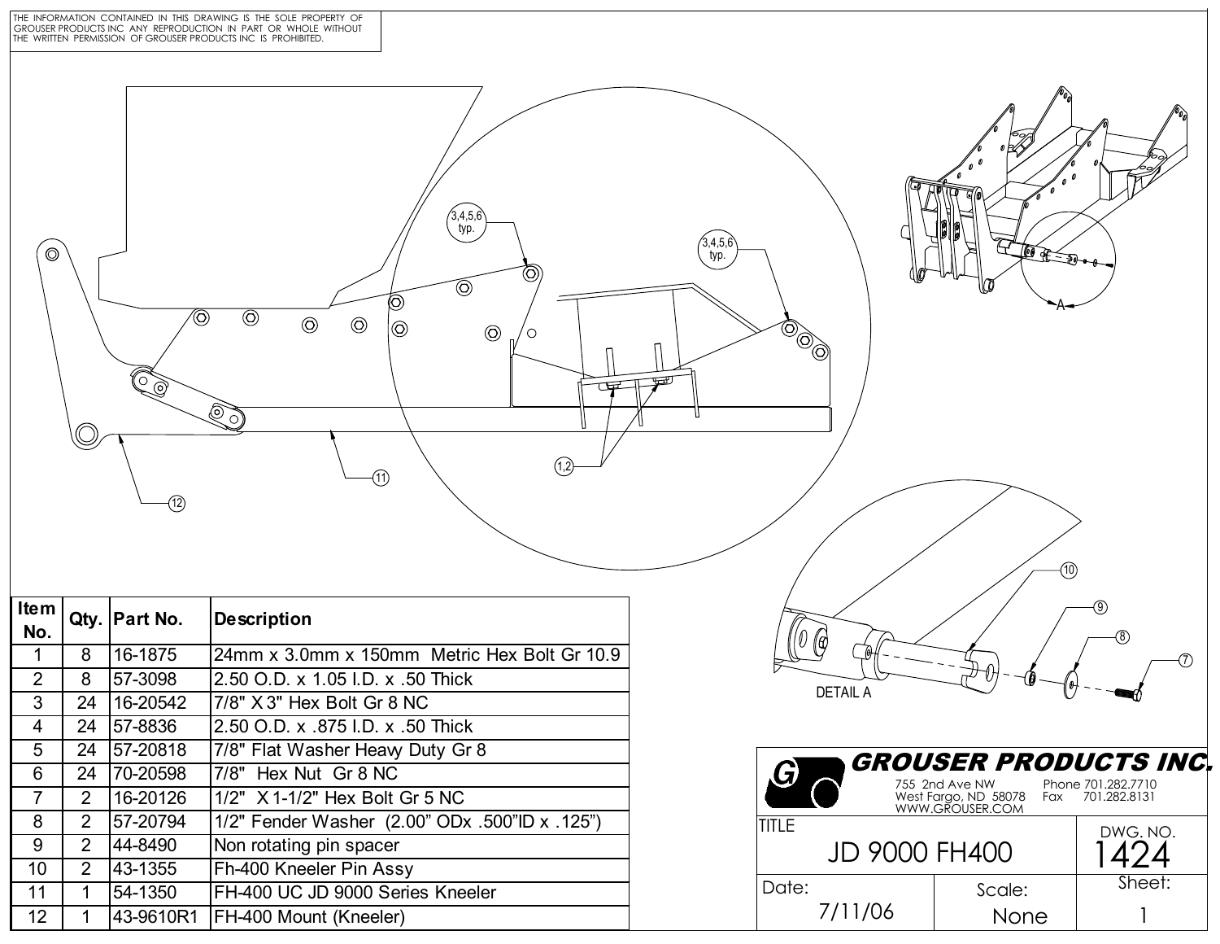THE INFORMATION CONTAINED IN THIS DRAWING IS THE SOLE PROPERTY OF GROUSER PRODUCTS INC ANY REPRODUCTION IN PART OR WHOLE WITHOUT THE WRITTEN PERMISSION OF GROUSER PRODUCTS INC IS PROHIBITED.

3,4,5,6 typ.

3,4,5,6 typ.

1,2

11

12

A

10

9

8

7

DETAIL A

| Item No. | Qty. | Part No. | Description |
|---|---|---|---|
| 1 | 8 | 16-1875 | 24mm x 3.0mm x 150mm Metric Hex Bolt Gr 10.9 |
| 2 | 8 | 57-3098 | 2.50 O.D. x 1.05 I.D. x .50 Thick |
| 3 | 24 | 16-20542 | 7/8" X 3" Hex Bolt Gr 8 NC |
| 4 | 24 | 57-8836 | 2.50 O.D. x .875 I.D. x .50 Thick |
| 5 | 24 | 57-20818 | 7/8" Flat Washer Heavy Duty Gr 8 |
| 6 | 24 | 70-20598 | 7/8" Hex Nut Gr 8 NC |
| 7 | 2 | 16-20126 | 1/2" X 1-1/2" Hex Bolt Gr 5 NC |
| 8 | 2 | 57-20794 | 1/2" Fender Washer (2.00" ODx .500"ID x .125") |
| 9 | 2 | 44-8490 | Non rotating pin spacer |
| 10 | 2 | 43-1355 | Fh-400 Kneeler Pin Assy |
| 11 | 1 | 54-1350 | FH-400 UC JD 9000 Series Kneeler |
| 12 | 1 | 43-9610R1 | FH-400 Mount (Kneeler) |

**GROUSER PRODUCTS INC.**

755 2nd Ave NW
West Fargo, ND 58078
WWW.GROUSER.COM

Phone 701.282.7710
Fax 701.282.8131

| TITLE | | DWG. NO. |
|---|---|---|
| JD 9000 FH400 | | 1424 |
| Date: 7/11/06 | Scale: None | Sheet: 1 |